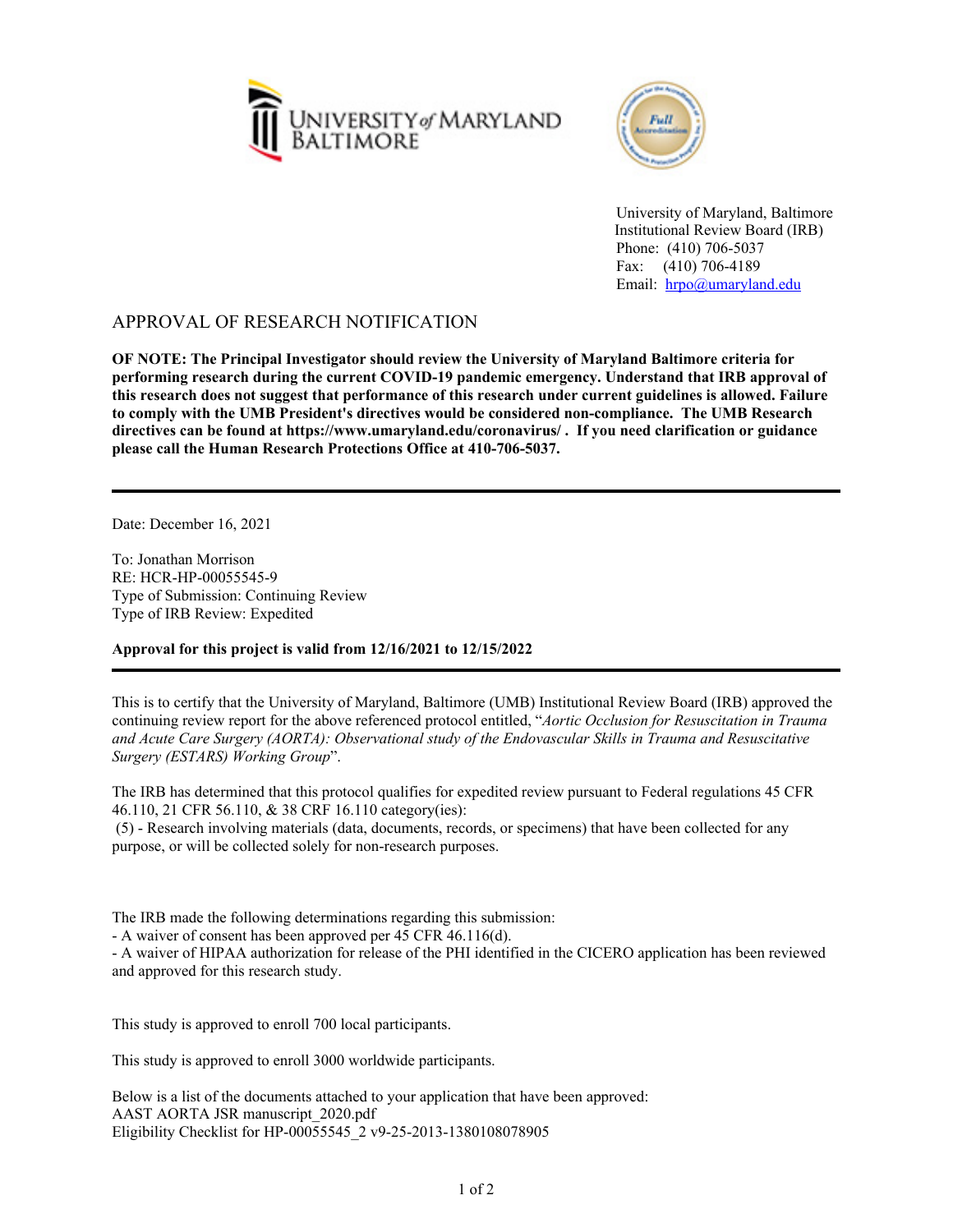University of Maryland, Baltimore
Institutional Review Board (IRB)
Phone: (410) 706-5037
Fax: (410) 706-4189
Email: hrpo@umaryland.edu

# APPROVAL OF RESEARCH NOTIFICATION

**OF NOTE: The Principal Investigator should review the University of Maryland Baltimore criteria for performing research during the current COVID-19 pandemic emergency. Understand that IRB approval of this research does not suggest that performance of this research under current guidelines is allowed. Failure to comply with the UMB President's directives would be considered non-compliance. The UMB Research directives can be found at https://www.umaryland.edu/coronavirus/ . If you need clarification or guidance please call the Human Research Protections Office at 410-706-5037.**

---

Date: December 16, 2021

To: Jonathan Morrison
RE: HCR-HP-00055545-9
Type of Submission: Continuing Review
Type of IRB Review: Expedited

**Approval for this project is valid from 12/16/2021 to 12/15/2022**

---

This is to certify that the University of Maryland, Baltimore (UMB) Institutional Review Board (IRB) approved the continuing review report for the above referenced protocol entitled, "*Aortic Occlusion for Resuscitation in Trauma and Acute Care Surgery (AORTA): Observational study of the Endovascular Skills in Trauma and Resuscitative Surgery (ESTARS) Working Group*".

The IRB has determined that this protocol qualifies for expedited review pursuant to Federal regulations 45 CFR 46.110, 21 CFR 56.110, & 38 CRF 16.110 category(ies):
(5) - Research involving materials (data, documents, records, or specimens) that have been collected for any purpose, or will be collected solely for non-research purposes.

The IRB made the following determinations regarding this submission:
- A waiver of consent has been approved per 45 CFR 46.116(d).
- A waiver of HIPAA authorization for release of the PHI identified in the CICERO application has been reviewed and approved for this research study.

This study is approved to enroll 700 local participants.

This study is approved to enroll 3000 worldwide participants.

Below is a list of the documents attached to your application that have been approved:
AAST AORTA JSR manuscript_2020.pdf
Eligibility Checklist for HP-00055545_2 v9-25-2013-1380108078905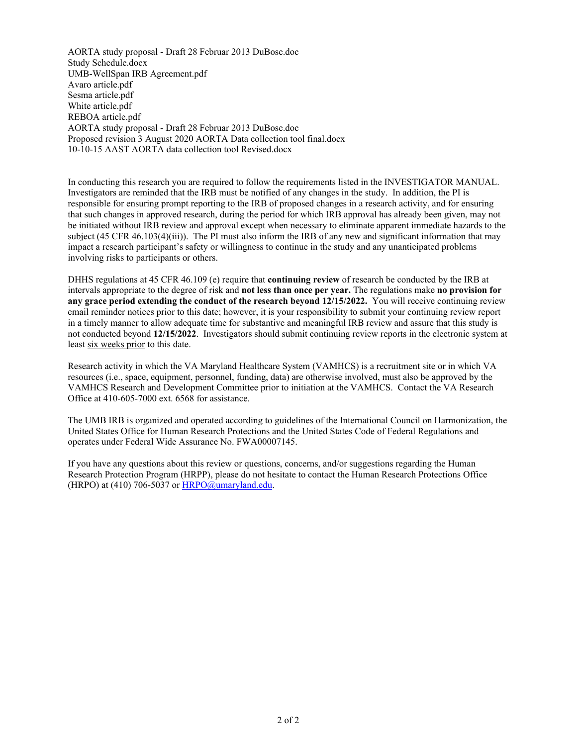AORTA study proposal - Draft 28 Februar 2013 DuBose.doc
Study Schedule.docx
UMB-WellSpan IRB Agreement.pdf
Avaro article.pdf
Sesma article.pdf
White article.pdf
REBOA article.pdf
AORTA study proposal - Draft 28 Februar 2013 DuBose.doc
Proposed revision 3 August 2020 AORTA Data collection tool final.docx
10-10-15 AAST AORTA data collection tool Revised.docx

In conducting this research you are required to follow the requirements listed in the INVESTIGATOR MANUAL. Investigators are reminded that the IRB must be notified of any changes in the study. In addition, the PI is responsible for ensuring prompt reporting to the IRB of proposed changes in a research activity, and for ensuring that such changes in approved research, during the period for which IRB approval has already been given, may not be initiated without IRB review and approval except when necessary to eliminate apparent immediate hazards to the subject (45 CFR 46.103(4)(iii)). The PI must also inform the IRB of any new and significant information that may impact a research participant's safety or willingness to continue in the study and any unanticipated problems involving risks to participants or others.

DHHS regulations at 45 CFR 46.109 (e) require that **continuing review** of research be conducted by the IRB at intervals appropriate to the degree of risk and **not less than once per year.** The regulations make **no provision for any grace period extending the conduct of the research beyond 12/15/2022.** You will receive continuing review email reminder notices prior to this date; however, it is your responsibility to submit your continuing review report in a timely manner to allow adequate time for substantive and meaningful IRB review and assure that this study is not conducted beyond **12/15/2022**. Investigators should submit continuing review reports in the electronic system at least six weeks prior to this date.

Research activity in which the VA Maryland Healthcare System (VAMHCS) is a recruitment site or in which VA resources (i.e., space, equipment, personnel, funding, data) are otherwise involved, must also be approved by the VAMHCS Research and Development Committee prior to initiation at the VAMHCS. Contact the VA Research Office at 410-605-7000 ext. 6568 for assistance.

The UMB IRB is organized and operated according to guidelines of the International Council on Harmonization, the United States Office for Human Research Protections and the United States Code of Federal Regulations and operates under Federal Wide Assurance No. FWA00007145.

If you have any questions about this review or questions, concerns, and/or suggestions regarding the Human Research Protection Program (HRPP), please do not hesitate to contact the Human Research Protections Office (HRPO) at (410) 706-5037 or HRPO@umaryland.edu.